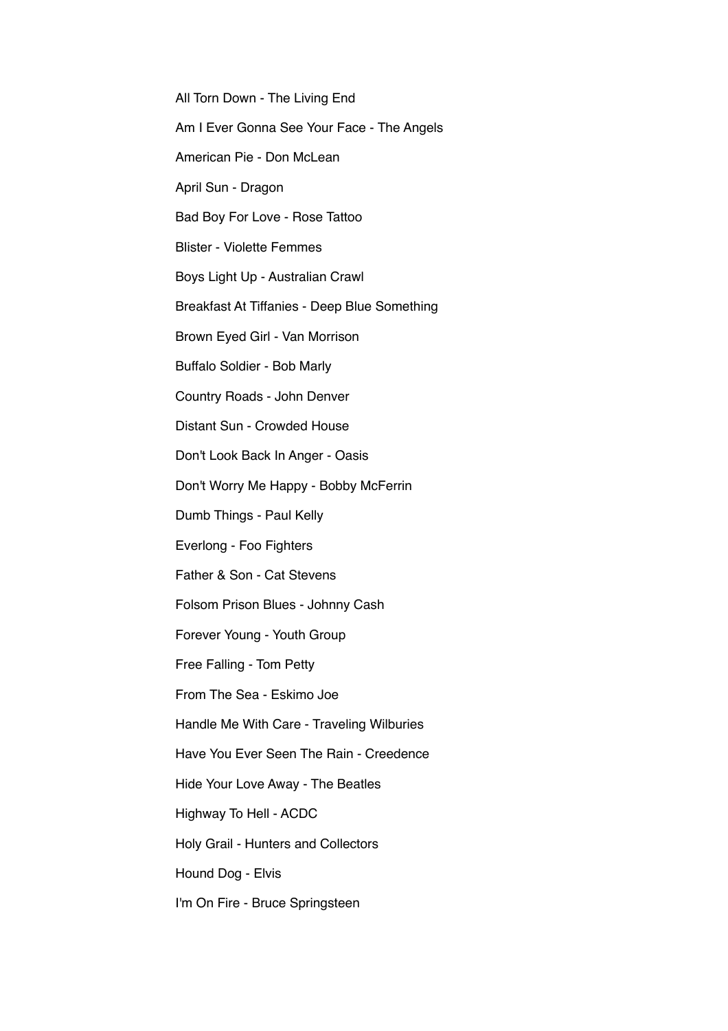All Torn Down - The Living End

Am I Ever Gonna See Your Face - The Angels

American Pie - Don McLean

April Sun - Dragon

Bad Boy For Love - Rose Tattoo

Blister - Violette Femmes

Boys Light Up - Australian Crawl

Breakfast At Tiffanies - Deep Blue Something

Brown Eyed Girl - Van Morrison

Buffalo Soldier - Bob Marly

Country Roads - John Denver

Distant Sun - Crowded House

Don't Look Back In Anger - Oasis

Don't Worry Me Happy - Bobby McFerrin

Dumb Things - Paul Kelly

Everlong - Foo Fighters

Father & Son - Cat Stevens

Folsom Prison Blues - Johnny Cash

Forever Young - Youth Group

Free Falling - Tom Petty

From The Sea - Eskimo Joe

Handle Me With Care - Traveling Wilburies

Have You Ever Seen The Rain - Creedence

Hide Your Love Away - The Beatles

Highway To Hell - ACDC

Holy Grail - Hunters and Collectors

Hound Dog - Elvis

I'm On Fire - Bruce Springsteen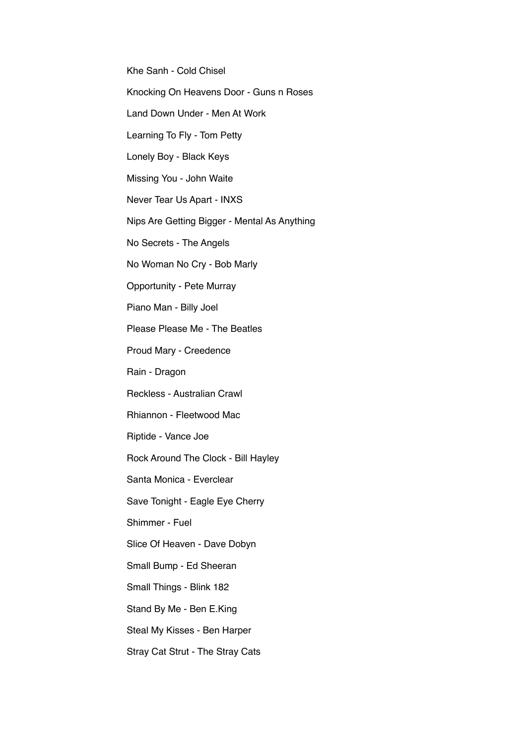Khe Sanh - Cold Chisel

Knocking On Heavens Door - Guns n Roses

Land Down Under - Men At Work

Learning To Fly - Tom Petty

Lonely Boy - Black Keys

Missing You - John Waite

Never Tear Us Apart - INXS

Nips Are Getting Bigger - Mental As Anything

No Secrets - The Angels

No Woman No Cry - Bob Marly

Opportunity - Pete Murray

Piano Man - Billy Joel

Please Please Me - The Beatles

Proud Mary - Creedence

Rain - Dragon

Reckless - Australian Crawl

Rhiannon - Fleetwood Mac

Riptide - Vance Joe

Rock Around The Clock - Bill Hayley

Santa Monica - Everclear

Save Tonight - Eagle Eye Cherry

Shimmer - Fuel

Slice Of Heaven - Dave Dobyn

Small Bump - Ed Sheeran

Small Things - Blink 182

Stand By Me - Ben E.King

Steal My Kisses - Ben Harper

Stray Cat Strut - The Stray Cats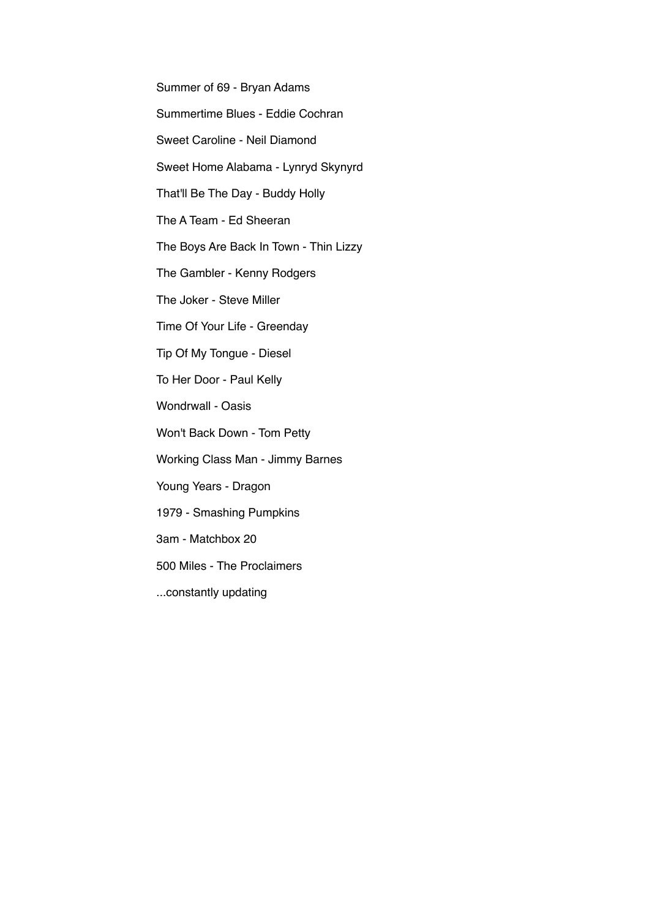Summer of 69 - Bryan Adams

Summertime Blues - Eddie Cochran

Sweet Caroline - Neil Diamond

Sweet Home Alabama - Lynryd Skynyrd

That'll Be The Day - Buddy Holly

The A Team - Ed Sheeran

The Boys Are Back In Town - Thin Lizzy

The Gambler - Kenny Rodgers

The Joker - Steve Miller

Time Of Your Life - Greenday

Tip Of My Tongue - Diesel

To Her Door - Paul Kelly

Wondrwall - Oasis

Won't Back Down - Tom Petty

Working Class Man - Jimmy Barnes

Young Years - Dragon

1979 - Smashing Pumpkins

3am - Matchbox 20

500 Miles - The Proclaimers

...constantly updating